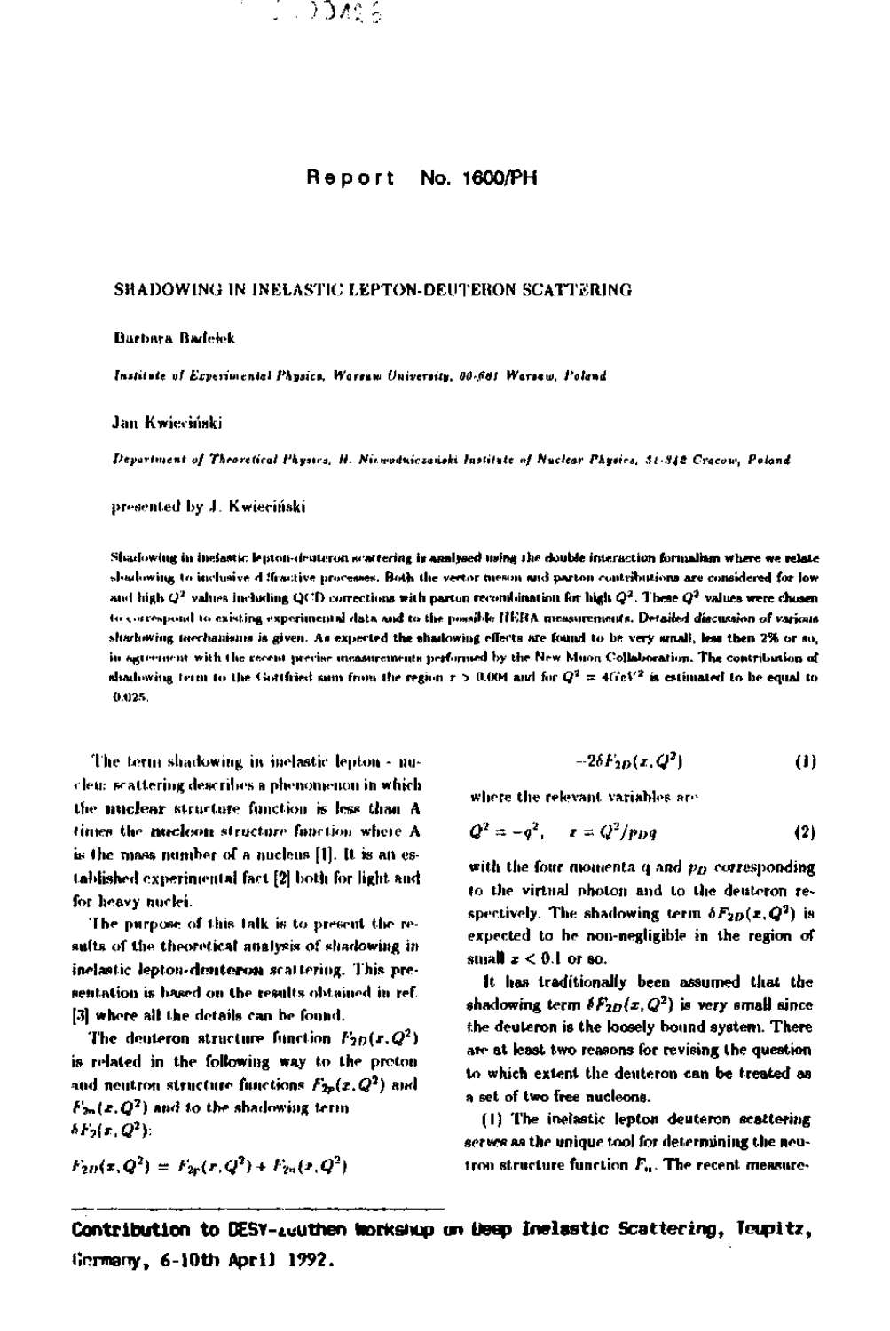Report No. 1600/PH

# SHADOWING IN INELASTIC LEPTON-DEUTERON SCATTERING

Barbara Badełek

*Institute of Experimental Physics, Warsaw University, 00-681 Warsaw, Poland*

Jan Kwieciński

*Department of Theoretical Physics, H. Niewodniczański Institute of Nuclear Physics, 31-342 Cracow, Poland*

presented by J. Kwieciński

**Shadowing in inelastic lepton-deuteron scattering is analysed using the double interaction formalism where we relate shadowing to inclusive diffractive processes. Both the vector meson and parton contributions are considered for low and high $Q^2$ values including QCD corrections with parton recombination for high $Q^2$. These $Q^2$ values were chosen to correspond to existing experimental data and to the possible HERA measurements. Detailed discussion of various shadowing mechanisms is given. As expected the shadowing effects are found to be very small, less then 2% or so, in agreement with the recent precise measurements performed by the New Muon Collaboration. The contribution of shadowing term to the Gottfried sum from the region $x > 0.004$ and for $Q^2 = 4GeV^2$ is estimated to be equal to 0.025.**

The term shadowing in inelastic lepton - nucleus scattering describes a phenomenon in which the nuclear structure function is less than A times the nucleon structure function where A is the mass number of a nucleus [1]. It is an established experimental fact [2] both for light and for heavy nuclei.

The purpose of this talk is to present the results of the theoretical analysis of shadowing in inelastic lepton-deuteron scattering. This presentation is based on the results obtained in ref. [3] where all the details can be found.

The deuteron structure function $F_{2D}(x,Q^2)$ is related in the following way to the proton and neutron structure functions $F_{2p}(x,Q^2)$ and $F_{2n}(x,Q^2)$ and to the shadowing term $\delta F_2(x,Q^2)$:

$$F_{2D}(x,Q^2) = F_{2p}(x,Q^2) + F_{2n}(x,Q^2) -2\delta F_{2D}(x,Q^2) \quad (1)$$

where the relevant variables are

$$Q^2 = -q^2, \quad x = Q^2/p_D q \quad (2)$$

with the four momenta q and $p_D$ corresponding to the virtual photon and to the deuteron respectively. The shadowing term $\delta F_{2D}(x,Q^2)$ is expected to be non-negligible in the region of small $x < 0.1$ or so.

It has traditionally been assumed that the shadowing term $\delta F_{2D}(x,Q^2)$ is very small since the deuteron is the loosely bound system. There are at least two reasons for revising the question to which extent the deuteron can be treated as a set of two free nucleons.

(I) The inelastic lepton deuteron scattering serves as the unique tool for determining the neutron structure function $F_n$. The recent measure-

---

**Contribution to DESY-Zeuthen Workshop on Deep Inelastic Scattering, Teupitz, Germany, 6-10th April 1992.**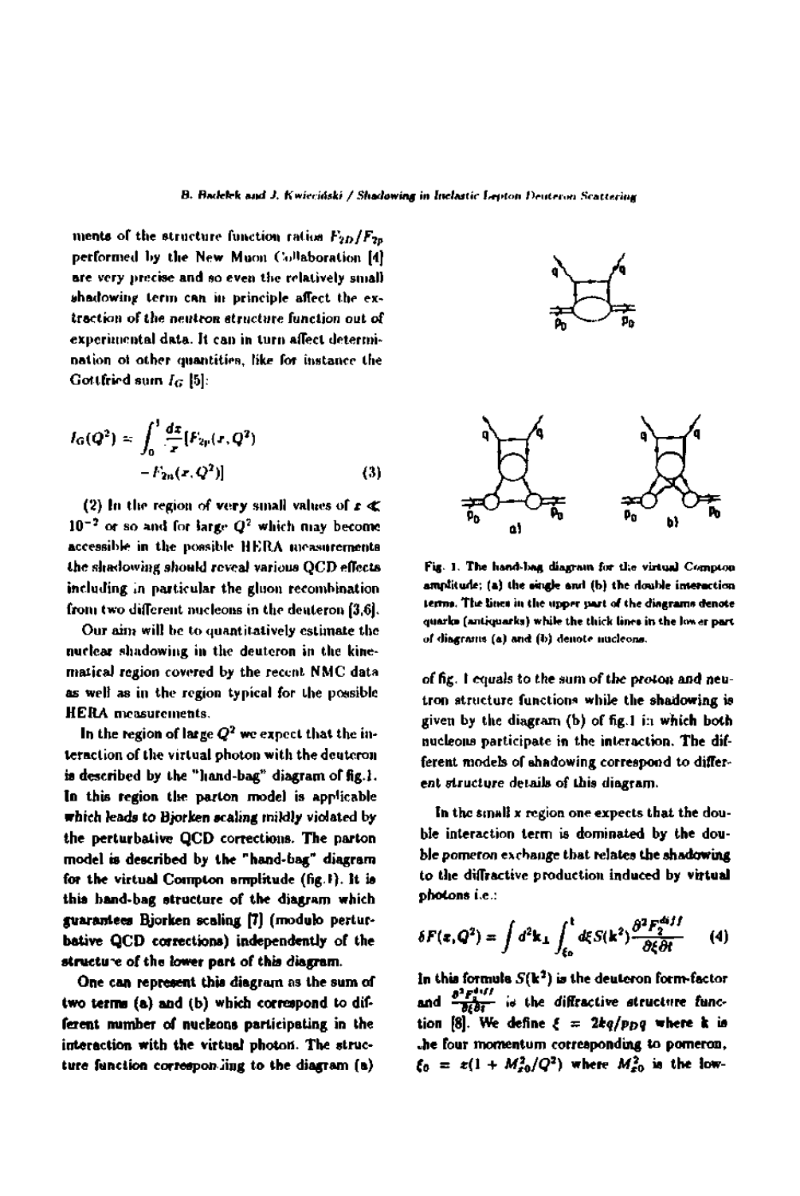ments of the structure function ratios $F_{2D}/F_{2p}$ performed by the New Muon Collaboration [4] are very precise and so even the relatively small shadowing term can in principle affect the extraction of the neutron structure function out of experimental data. It can in turn affect determination of other quantities, like for instance the Gottfried sum $I_G$ [5]:

$$I_G(Q^2) = \int_0^1 \frac{dx}{x}[F_{2p}(x,Q^2) - F_{2n}(x,Q^2)] \tag{3}$$

(2) In the region of very small values of $x \ll 10^{-2}$ or so and for large $Q^2$ which may become accessible in the possible HERA measurements the shadowing should reveal various QCD effects including in particular the gluon recombination from two different nucleons in the deuteron [3,6].

Our aim will be to quantitatively estimate the nuclear shadowing in the deuteron in the kinematical region covered by the recent NMC data as well as in the region typical for the possible HERA measurements.

In the region of large $Q^2$ we expect that the interaction of the virtual photon with the deuteron is described by the "hand-bag" diagram of fig.1. In this region the parton model is applicable which leads to Bjorken scaling mildly violated by the perturbative QCD corrections. The parton model is described by the "hand-bag" diagram for the virtual Compton amplitude (fig.1). It is this hand-bag structure of the diagram which guarantees Bjorken scaling [7] (modulo perturbative QCD corrections) independently of the structure of the lower part of this diagram.

One can represent this diagram as the sum of two terms (a) and (b) which correspond to different number of nucleons participating in the interaction with the virtual photon. The structure function corresponding to the diagram (a) of fig. 1 equals to the sum of the proton and neutron structure functions while the shadowing is given by the diagram (b) of fig.1 in which both nucleons participate in the interaction. The different models of shadowing correspond to different structure details of this diagram.

Fig. 1. The hand-bag diagram for the virtual Compton amplitude; (a) the single and (b) the double interaction terms. The lines in the upper part of the diagrams denote quarks (antiquarks) while the thick lines in the lower part of diagrams (a) and (b) denote nucleons.

In the small $x$ region one expects that the double interaction term is dominated by the double pomeron exchange that relates the shadowing to the diffractive production induced by virtual photons i.e.:

$$\delta F(x,Q^2) = \int d^2k_\perp \int_{\xi_0}^{1} d\xi S(k^2) \frac{\partial^2 F_2^{diff}}{\partial\xi\partial t} \tag{4}$$

In this formula $S(k^2)$ is the deuteron form-factor and $\frac{\partial^2 F_2^{diff}}{\partial\xi\partial t}$ is the diffractive structure function [8]. We define $\xi = 2kq/p_D q$ where $k$ is the four momentum corresponding to pomeron, $\xi_0 = x(1 + M_{x0}^2/Q^2)$ where $M_{x0}^2$ is the low-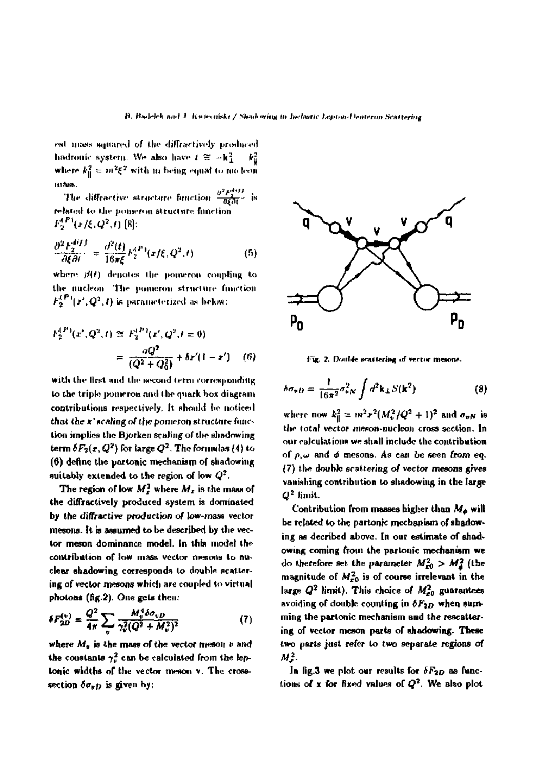est mass squared of the diffractively produced hadronic system. We also have $t \cong -\mathbf{k}_\perp^2 \quad k_\parallel^2$ where $k_\parallel^2 = m^2\xi^2$ with $m$ being equal to nucleon mass.

The diffractive structure function $\frac{\partial^2 F_2^{diff}}{\partial \xi \partial t}$ is related to the pomeron structure function $F_2^{(P)}(x/\xi, Q^2, t)$ [8]:

$$\frac{\partial^2 F_2^{diff}}{\partial \xi \partial t} = \frac{\beta^2(t)}{16\pi\xi} F_2^{(P)}(x/\xi, Q^2, t) \tag{5}$$

where $\beta(t)$ denotes the pomeron coupling to the nucleon. The pomeron structure function $F_2^{(P)}(x', Q^2, t)$ is parameterized as below:

$$F_2^{(P)}(x', Q^2, t) \cong F_2^{(P)}(x', Q^2, t = 0)$$
$$= \frac{aQ^2}{(Q^2 + Q_0^2)} + bx'(1 - x') \tag{6}$$

with the first and the second term corresponding to the triple pomeron and the quark box diagram contributions respectively. It should be noticed that *the $x'$ scaling of the pomeron structure function implies the Bjorken scaling of the shadowing term $\delta F_2(x, Q^2)$ for large $Q^2$*. The formulas (4) to (6) define the partonic mechanism of shadowing suitably extended to the region of low $Q^2$.

The region of low $M_x^2$ where $M_x$ is the mass of the diffractively produced system is dominated by the *diffractive production of low-mass vector mesons*. It is assumed to be described by the vector meson dominance model. In this model the contribution of low mass vector mesons to nuclear shadowing corresponds to double scattering of vector mesons which are coupled to virtual photons (fig.2). One gets then:

$$\delta F_{2D}^{(v)} = \frac{Q^2}{4\pi} \sum_v \frac{M_v^4 \delta\sigma_{vD}}{\gamma_v^2 (Q^2 + M_v^2)^2} \tag{7}$$

where $M_v$ is the mass of the vector meson $v$ and the constants $\gamma_v^2$ can be calculated from the leptonic widths of the vector meson v. The cross-section $\delta\sigma_{vD}$ is given by:

Fig. 2. Double scattering of vector mesons.

$$\delta\sigma_{vD} = \frac{1}{16\pi^2}\sigma_{vN}^2 \int d^2\mathbf{k}_\perp S(\mathbf{k}^2) \tag{8}$$

where now $k_\parallel^2 = m^2x^2(M_v^2/Q^2 + 1)^2$ and $\sigma_{vN}$ is the total vector meson-nucleon cross section. In our calculations we shall include the contribution of $\rho, \omega$ and $\phi$ mesons. As can be seen from eq. (7) the double scattering of vector mesons gives vanishing contribution to shadowing in the large $Q^2$ limit.

Contribution from masses higher than $M_\phi$ will be related to the partonic mechanism of shadowing as decribed above. In our estimate of shadowing coming from the partonic mechanism we do therefore set the parameter $M_{x0}^2 > M_\phi^2$ (the magnitude of $M_{x0}^2$ is of course irrelevant in the large $Q^2$ limit). This choice of $M_{x0}^2$ guarantees avoiding of double counting in $\delta F_{2D}$ when summing the partonic mechanism and the rescattering of vector meson parts of shadowing. These two parts just refer to two separate regions of $M_x^2$.

In fig.3 we plot our results for $\delta F_{2D}$ as functions of x for fixed values of $Q^2$. We also plot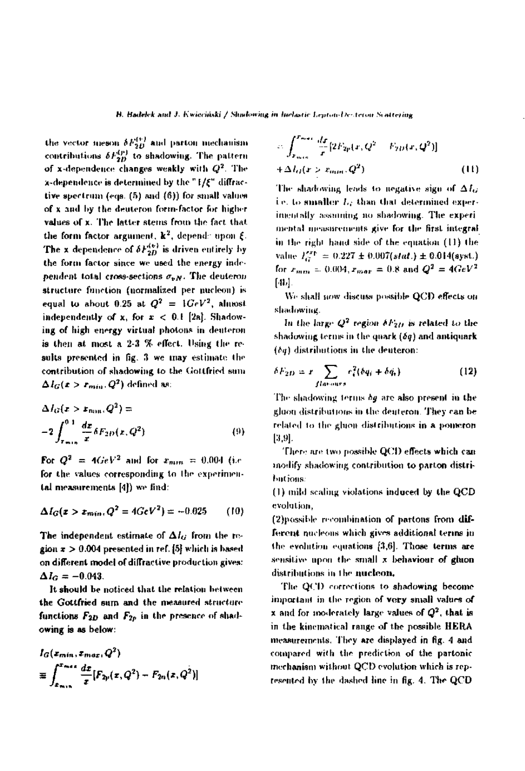the vector meson $\delta F_{2D}^{(v)}$ and parton mechanism contributions $\delta F_{2D}^{(p)}$ to shadowing. The pattern of x-dependence changes weakly with $Q^2$. The x-dependence is determined by the "$1/\xi$" diffractive spectrum (eqs. (5) and (6)) for small values of x and by the deuteron form-factor for higher values of x. The latter stems from the fact that the form factor argument, $\mathbf{k}^2$, depends upon $\xi$. The x dependence of $\delta F_{2D}^{(v)}$ is driven entirely by the form factor since we used the energy independent total cross-sections $\sigma_{vN}$. The deuteron structure function (normalized per nucleon) is equal to about 0.25 at $Q^2 = 1GeV^2$, almost independently of x, for $x < 0.1$ [2a]. Shadowing of high energy virtual photons in deuteron is then at most a 2-3 % effect. Using the results presented in fig. 3 we may estimate the contribution of shadowing to the Gottfried sum $\Delta I_G(x > x_{min}, Q^2)$ defined as:

$$\Delta I_G(x > x_{min}, Q^2) = -2\int_{x_{min}}^{0.1} \frac{dx}{x} \delta F_{2D}(x, Q^2) \tag{9}$$

For $Q^2 = 4GeV^2$ and for $x_{min} = 0.004$ (i.e for the values corresponding to the experimental measurements [4]) we find:

$$\Delta I_G(x > x_{min}, Q^2 = 4GeV^2) = -0.025 \tag{10}$$

The independent estimate of $\Delta I_G$ from the region $x > 0.004$ presented in ref. [5] which is based on different model of diffractive production gives: $\Delta I_G = -0.043$.

It should be noticed that the relation between the Gottfried sum and the measured structure functions $F_{2D}$ and $F_{2p}$ in the presence of shadowing is as below:

$$\begin{aligned} I_G(x_{min}, x_{max}, Q^2) &\equiv \int_{x_{min}}^{x_{max}} \frac{dx}{x}[F_{2p}(x, Q^2) - F_{2n}(x, Q^2)] \\ &= \int_{x_{min}}^{x_{max}} \frac{dx}{x}[2F_{2p}(x, Q^2) - F_{2D}(x, Q^2)] \\ &+ \Delta I_G(x > x_{min}, Q^2) \end{aligned} \tag{11}$$

The shadowing leads to negative sign of $\Delta I_G$ i.e. to smaller $I_G$ than that determined experimentally assuming no shadowing. The experimental measurements give for the first integral in the right hand side of the equation (11) the value $I_G^{exp} = 0.227 \pm 0.007(stat.) \pm 0.014(syst.)$ for $x_{min} = 0.004$, $x_{max} = 0.8$ and $Q^2 = 4GeV^2$ [4b].

We shall now discuss possible QCD effects on shadowing.

In the large $Q^2$ region $\delta F_{2D}$ is related to the shadowing terms in the quark ($\delta q$) and antiquark ($\delta \bar{q}$) distributions in the deuteron:

$$\delta F_{2D} = x \sum_{flavours} e_i^2(\delta q_i + \delta \bar{q}_i) \tag{12}$$

The shadowing terms $\delta g$ are also present in the gluon distributions in the deuteron. They can be related to the gluon distributions in a pomeron [3,9].

There are two possible QCD effects which can modify shadowing contribution to parton distributions:

(1) mild scaling violations induced by the QCD evolution,

(2) possible recombination of partons from different nucleons which gives additional terms in the evolution equations [3,6]. Those terms are sensitive upon the small x behaviour of gluon distributions in the nucleon.

The QCD corrections to shadowing become important in the region of very small values of x and for moderately large values of $Q^2$, that is in the kinematical range of the possible HERA measurements. They are displayed in fig. 4 and compared with the prediction of the partonic mechanism without QCD evolution which is represented by the dashed line in fig. 4. The QCD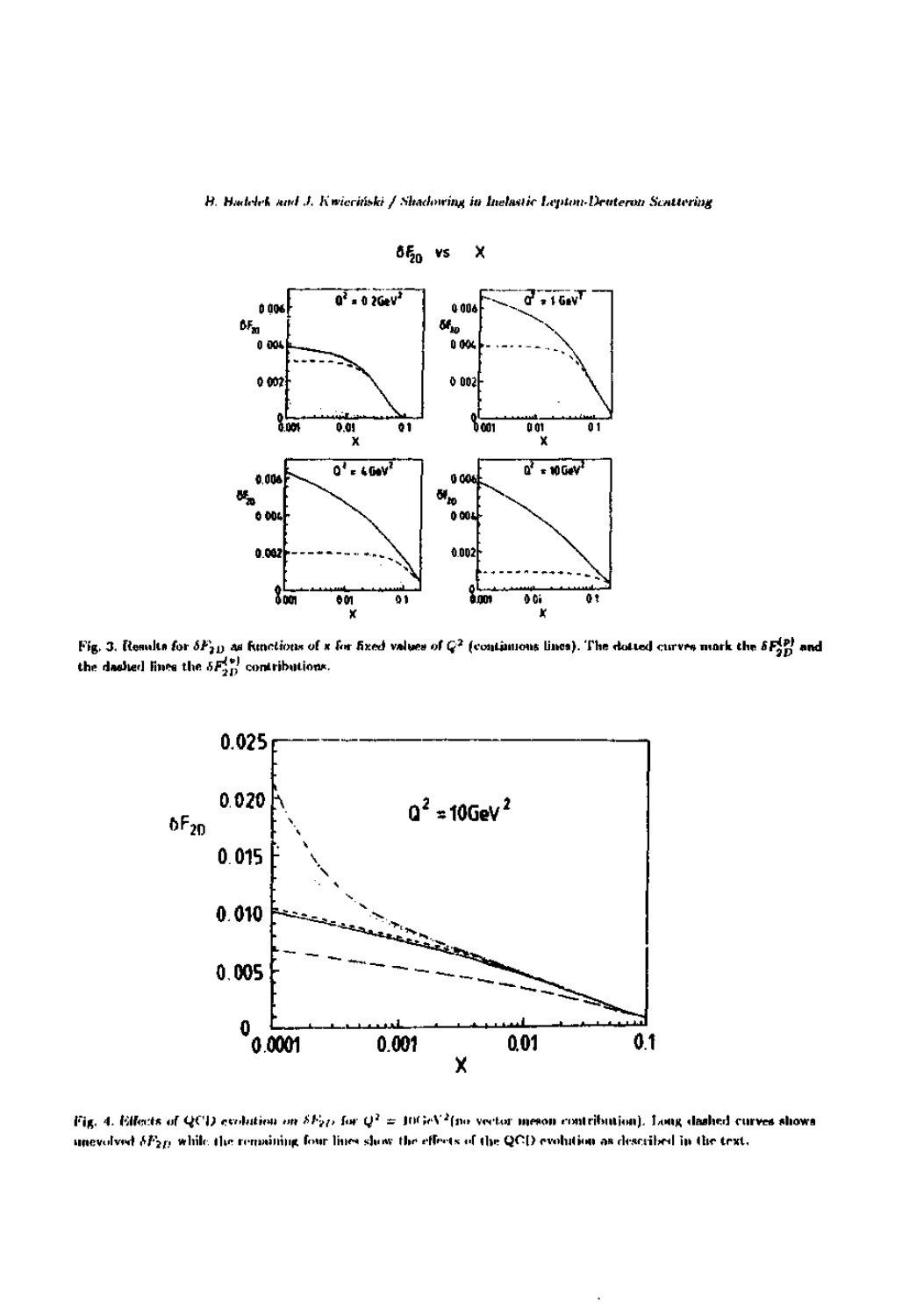Fig. 3. Results for $\delta F_{2D}$ as functions of $x$ for fixed values of $Q^2$ (continuous lines). The dotted curves mark the $\delta F_{2D}^{(p)}$ and the dashed lines the $\delta F_{2D}^{(v)}$ contributions.

Fig. 4. Effects of QCD evolution on $\delta F_{2D}$ for $Q^2 = 10\mathrm{GeV}^2$(no vector meson contribution). Long dashed curves shows unevolved $\delta F_{2D}$ while the remaining four lines show the effects of the QCD evolution as described in the text.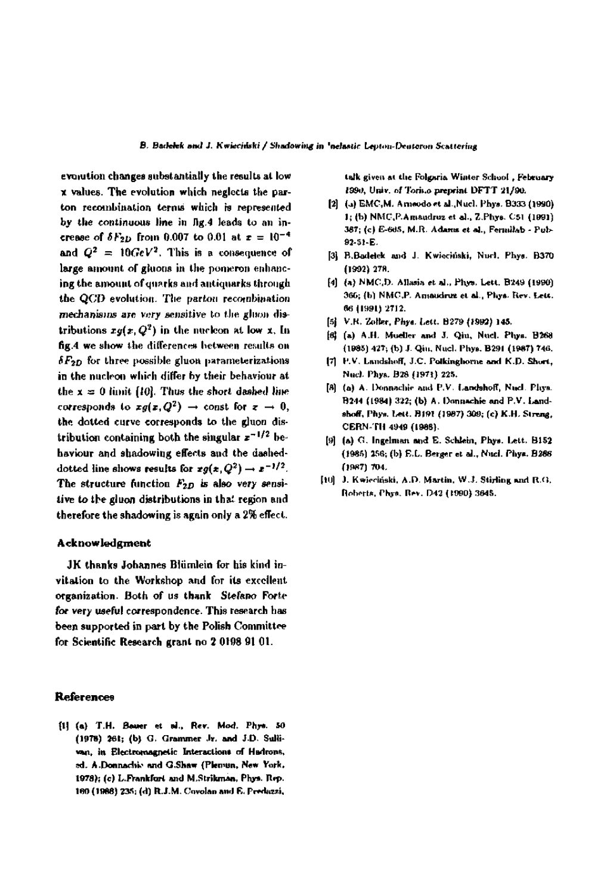evolution changes substantially the results at low x values. The evolution which neglects the parton recombination terms which is represented by the continuous line in fig.4 leads to an increase of $\delta F_{2D}$ from 0.007 to 0.01 at $x = 10^{-4}$ and $Q^2 = 10 GeV^2$. This is a consequence of large amount of gluons in the pomeron enhancing the amount of quarks and antiquarks through the QCD evolution. The parton recombination mechanisms are very sensitive to the gluon distributions $xg(x, Q^2)$ in the nucleon at low x. In fig.4 we show the differences between results on $\delta F_{2D}$ for three possible gluon parameterizations in the nucleon which differ by their behaviour at the $x = 0$ limit [10]. Thus the short dashed line corresponds to $xg(x, Q^2) \to$ const for $x \to 0$, the dotted curve corresponds to the gluon distribution containing both the singular $x^{-1/2}$ behaviour and shadowing effects and the dashed-dotted line shows results for $xg(x, Q^2) \to x^{-1/2}$. The structure function $F_{2D}$ is also very sensitive to the gluon distributions in that region and therefore the shadowing is again only a 2% effect.

## Acknowledgment

JK thanks Johannes Blümlein for his kind invitation to the Workshop and for its excellent organization. Both of us thank *Stefano Forte* for very useful correspondence. This research has been supported in part by the Polish Committee for Scientific Research grant no 2 0198 91 01.

## References

[1] (a) T.H. Bauer et al., Rev. Mod. Phys. 50 (1978) 261; (b) G. Grammer Jr. and J.D. Sullivan, in Electromagnetic Interactions of Hadrons, ed. A.Donnachie and G.Shaw (Plenum, New York, 1978); (c) L.Frankfurt and M.Strikman, Phys. Rep. 160 (1988) 235; (d) R.J.M. Covolan and E. Predazzi, talk given at the Folgaria Winter School, February 1990, Univ. of Torino preprint DFTT 21/90.

[2] (a) EMC,M. Arneodo et al.,Nucl. Phys. B333 (1990) 1; (b) NMC,P.Amaudruz et al., Z.Phys. C51 (1991) 387; (c) E-665, M.R. Adams et al., Fermilab - Pub-92-51-E.

[3] B.Badelek and J. Kwieciński, Nucl. Phys. B370 (1992) 278.

[4] (a) NMC,D. Allasia et al., Phys. Lett. B249 (1990) 366; (b) NMC,P. Amaudruz et al., Phys. Rev. Lett. 66 (1991) 2712.

[5] V.R. Zoller, Phys. Lett. B279 (1992) 145.

[6] (a) A.H. Mueller and J. Qiu, Nucl. Phys. B268 (1986) 427; (b) J. Qiu, Nucl. Phys. B291 (1987) 746.

[7] P.V. Landshoff, J.C. Polkinghorne and K.D. Short, Nucl. Phys. B28 (1971) 225.

[8] (a) A. Donnachie and P.V. Landshoff, Nucl. Phys. B244 (1984) 322; (b) A. Donnachie and P.V. Landshoff, Phys. Lett. B191 (1987) 309; (c) K.H. Streng, CERN-TH 4949 (1988).

[9] (a) G. Ingelman and E. Schlein, Phys. Lett. B152 (1985) 256; (b) E.L. Berger et al., Nucl. Phys. B286 (1987) 704.

[10] J. Kwieciński, A.D. Martin, W.J. Stirling and R.G. Roberts, Phys. Rev. D42 (1990) 3645.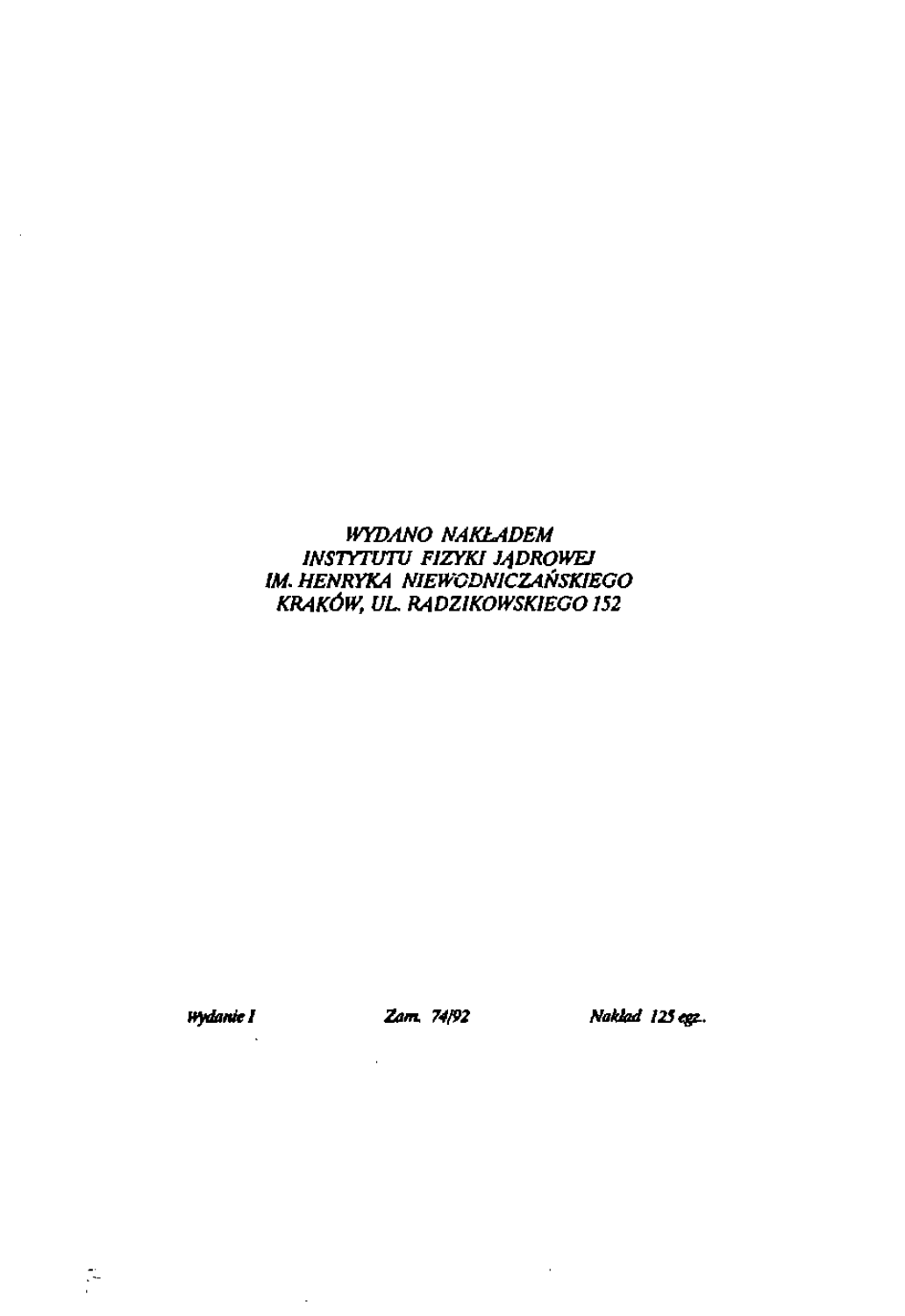*WYDANO NAKŁADEM*
*INSTYTUTU FIZYKI JĄDROWEJ*
*IM. HENRYKA NIEWODNICZAŃSKIEGO*
*KRAKÓW, UL. RADZIKOWSKIEGO 152*

*Wydanie I* *Zam. 74/92* *Nakład 125 egz.*